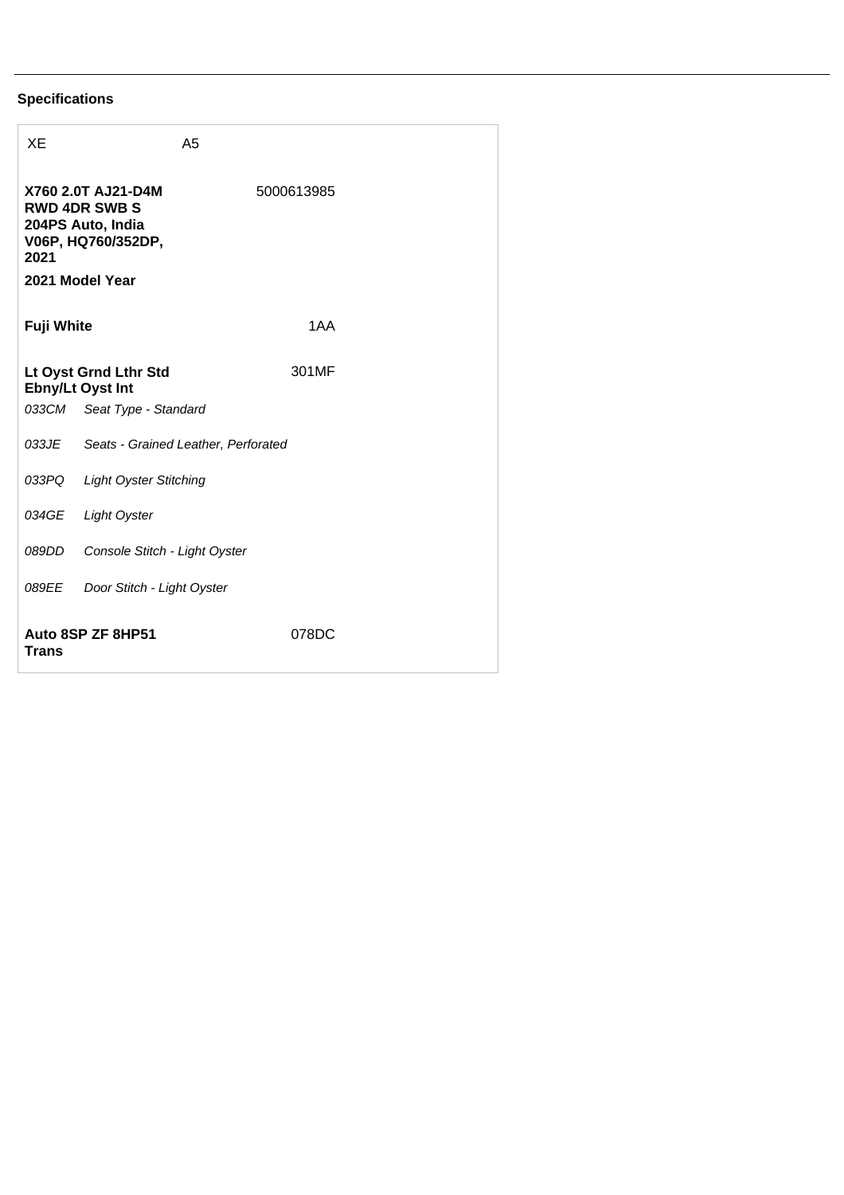## Specifications

| XE | A5 |
|---|---|
| **X760 2.0T AJ21-D4M RWD 4DR SWB S 204PS Auto, India V06P, HQ760/352DP, 2021** | 5000613985 |
| **2021 Model Year** | |
| **Fuji White** | 1AA |
| **Lt Oyst Grnd Lthr Std Ebny/Lt Oyst Int** | 301MF |
| *033CM Seat Type - Standard* | |
| *033JE Seats - Grained Leather, Perforated* | |
| *033PQ Light Oyster Stitching* | |
| *034GE Light Oyster* | |
| *089DD Console Stitch - Light Oyster* | |
| *089EE Door Stitch - Light Oyster* | |
| **Auto 8SP ZF 8HP51 Trans** | 078DC |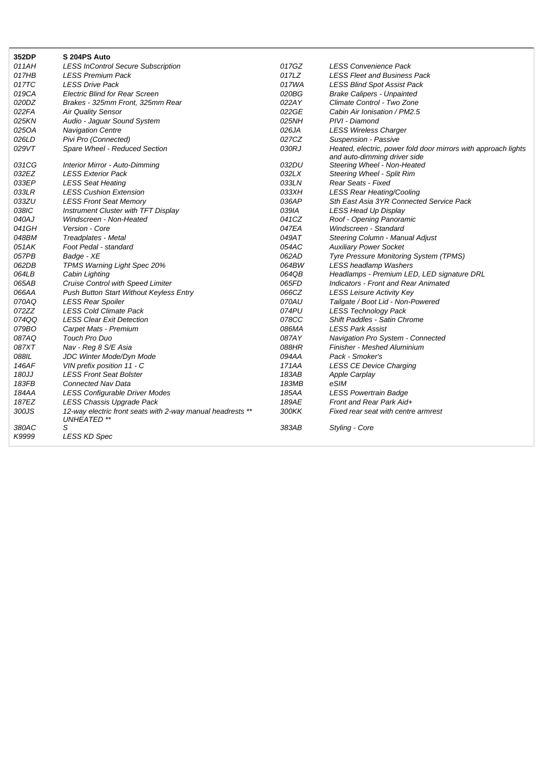| **352DP** | **S 204PS Auto** | | |
|---|---|---|---|
| *011AH* | *LESS InControl Secure Subscription* | *017GZ* | *LESS Convenience Pack* |
| *017HB* | *LESS Premium Pack* | *017LZ* | *LESS Fleet and Business Pack* |
| *017TC* | *LESS Drive Pack* | *017WA* | *LESS Blind Spot Assist Pack* |
| *019CA* | *Electric Blind for Rear Screen* | *020BG* | *Brake Calipers - Unpainted* |
| *020DZ* | *Brakes - 325mm Front, 325mm Rear* | *022AY* | *Climate Control - Two Zone* |
| *022FA* | *Air Quality Sensor* | *022GE* | *Cabin Air Ionisation / PM2.5* |
| *025KN* | *Audio - Jaguar Sound System* | *025NH* | *PIVI - Diamond* |
| *025OA* | *Navigation Centre* | *026JA* | *LESS Wireless Charger* |
| *026LD* | *Pivi Pro (Connected)* | *027CZ* | *Suspension - Passive* |
| *029VT* | *Spare Wheel - Reduced Section* | *030RJ* | *Heated, electric, power fold door mirrors with approach lights and auto-dimming driver side* |
| *031CG* | *Interior Mirror - Auto-Dimming* | *032DU* | *Steering Wheel - Non-Heated* |
| *032EZ* | *LESS Exterior Pack* | *032LX* | *Steering Wheel - Split Rim* |
| *033EP* | *LESS Seat Heating* | *033LN* | *Rear Seats - Fixed* |
| *033LR* | *LESS Cushion Extension* | *033XH* | *LESS Rear Heating/Cooling* |
| *033ZU* | *LESS Front Seat Memory* | *036AP* | *Sth East Asia 3YR Connected Service Pack* |
| *038IC* | *Instrument Cluster with TFT Display* | *039IA* | *LESS Head Up Display* |
| *040AJ* | *Windscreen - Non-Heated* | *041CZ* | *Roof - Opening Panoramic* |
| *041GH* | *Version - Core* | *047EA* | *Windscreen - Standard* |
| *048BM* | *Treadplates - Metal* | *049AT* | *Steering Column - Manual Adjust* |
| *051AK* | *Foot Pedal - standard* | *054AC* | *Auxiliary Power Socket* |
| *057PB* | *Badge - XE* | *062AD* | *Tyre Pressure Monitoring System (TPMS)* |
| *062DB* | *TPMS Warning Light Spec 20%* | *064BW* | *LESS headlamp Washers* |
| *064LB* | *Cabin Lighting* | *064QB* | *Headlamps - Premium LED, LED signature DRL* |
| *065AB* | *Cruise Control with Speed Limiter* | *065FD* | *Indicators - Front and Rear Animated* |
| *066AA* | *Push Button Start Without Keyless Entry* | *066CZ* | *LESS Leisure Activity Key* |
| *070AQ* | *LESS Rear Spoiler* | *070AU* | *Tailgate / Boot Lid - Non-Powered* |
| *072ZZ* | *LESS Cold Climate Pack* | *074PU* | *LESS Technology Pack* |
| *074QQ* | *LESS Clear Exit Detection* | *078CC* | *Shift Paddles - Satin Chrome* |
| *079BO* | *Carpet Mats - Premium* | *086MA* | *LESS Park Assist* |
| *087AQ* | *Touch Pro Duo* | *087AY* | *Navigation Pro System - Connected* |
| *087XT* | *Nav - Reg 8 S/E Asia* | *088HR* | *Finisher - Meshed Aluminium* |
| *088IL* | *JDC Winter Mode/Dyn Mode* | *094AA* | *Pack - Smoker's* |
| *146AF* | *VIN prefix position 11 - C* | *171AA* | *LESS CE Device Charging* |
| *180JJ* | *LESS Front Seat Bolster* | *183AB* | *Apple Carplay* |
| *183FB* | *Connected Nav Data* | *183MB* | *eSIM* |
| *184AA* | *LESS Configurable Driver Modes* | *185AA* | *LESS Powertrain Badge* |
| *187EZ* | *LESS Chassis Upgrade Pack* | *189AE* | *Front and Rear Park Aid+* |
| *300JS* | *12-way electric front seats with 2-way manual headrests ** UNHEATED *** | *300KK* | *Fixed rear seat with centre armrest* |
| *380AC* | *S* | *383AB* | *Styling - Core* |
| *K9999* | *LESS KD Spec* | | |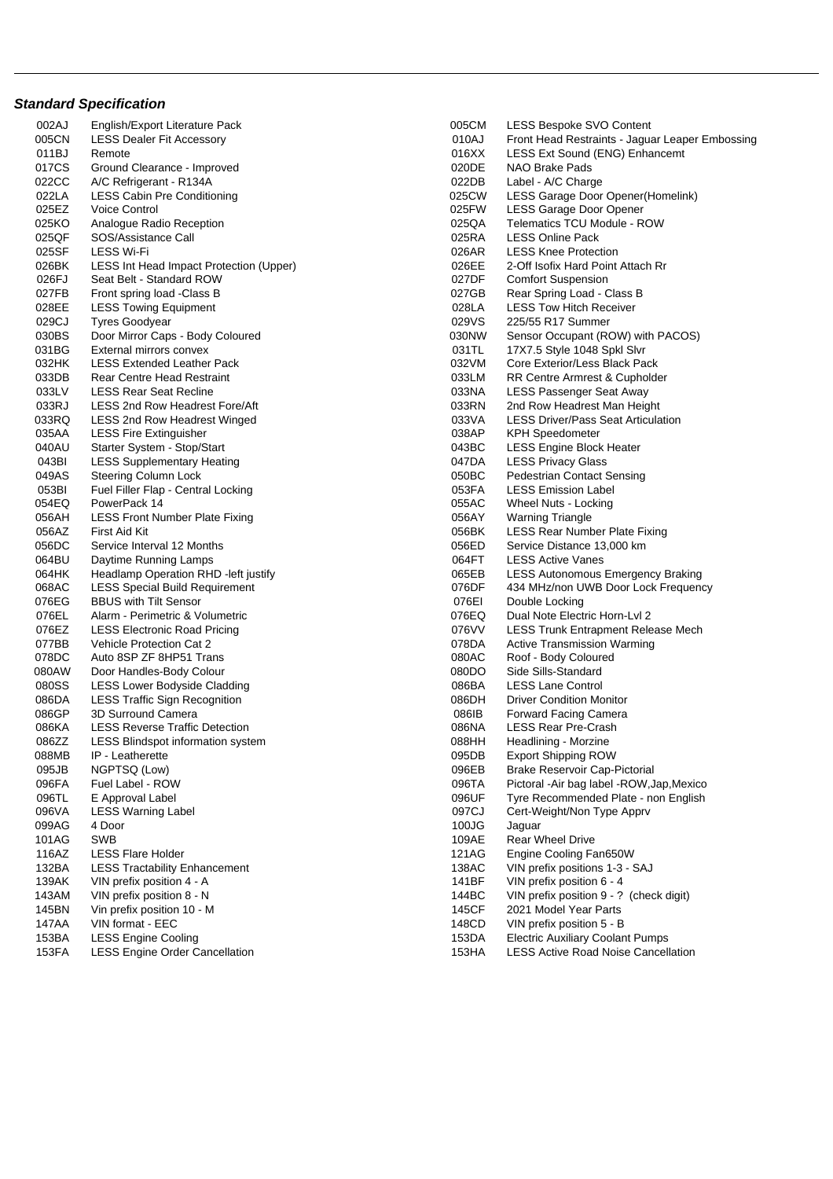### ***Standard Specification***

| Code | Description | Code | Description |
|---|---|---|---|
| 002AJ | English/Export Literature Pack | 005CM | LESS Bespoke SVO Content |
| 005CN | LESS Dealer Fit Accessory | 010AJ | Front Head Restraints - Jaguar Leaper Embossing |
| 011BJ | Remote | 016XX | LESS Ext Sound (ENG) Enhancemt |
| 017CS | Ground Clearance - Improved | 020DE | NAO Brake Pads |
| 022CC | A/C Refrigerant - R134A | 022DB | Label - A/C Charge |
| 022LA | LESS Cabin Pre Conditioning | 025CW | LESS Garage Door Opener(Homelink) |
| 025EZ | Voice Control | 025FW | LESS Garage Door Opener |
| 025KO | Analogue Radio Reception | 025QA | Telematics TCU Module - ROW |
| 025QF | SOS/Assistance Call | 025RA | LESS Online Pack |
| 025SF | LESS Wi-Fi | 026AR | LESS Knee Protection |
| 026BK | LESS Int Head Impact Protection (Upper) | 026EE | 2-Off Isofix Hard Point Attach Rr |
| 026FJ | Seat Belt - Standard ROW | 027DF | Comfort Suspension |
| 027FB | Front spring load -Class B | 027GB | Rear Spring Load - Class B |
| 028EE | LESS Towing Equipment | 028LA | LESS Tow Hitch Receiver |
| 029CJ | Tyres Goodyear | 029VS | 225/55 R17 Summer |
| 030BS | Door Mirror Caps - Body Coloured | 030NW | Sensor Occupant (ROW) with PACOS) |
| 031BG | External mirrors convex | 031TL | 17X7.5 Style 1048 Spkl Slvr |
| 032HK | LESS Extended Leather Pack | 032VM | Core Exterior/Less Black Pack |
| 033DB | Rear Centre Head Restraint | 033LM | RR Centre Armrest & Cupholder |
| 033LV | LESS Rear Seat Recline | 033NA | LESS Passenger Seat Away |
| 033RJ | LESS 2nd Row Headrest Fore/Aft | 033RN | 2nd Row Headrest Man Height |
| 033RQ | LESS 2nd Row Headrest Winged | 033VA | LESS Driver/Pass Seat Articulation |
| 035AA | LESS Fire Extinguisher | 038AP | KPH Speedometer |
| 040AU | Starter System - Stop/Start | 043BC | LESS Engine Block Heater |
| 043BI | LESS Supplementary Heating | 047DA | LESS Privacy Glass |
| 049AS | Steering Column Lock | 050BC | Pedestrian Contact Sensing |
| 053BI | Fuel Filler Flap - Central Locking | 053FA | LESS Emission Label |
| 054EQ | PowerPack 14 | 055AC | Wheel Nuts - Locking |
| 056AH | LESS Front Number Plate Fixing | 056AY | Warning Triangle |
| 056AZ | First Aid Kit | 056BK | LESS Rear Number Plate Fixing |
| 056DC | Service Interval 12 Months | 056ED | Service Distance 13,000 km |
| 064BU | Daytime Running Lamps | 064FT | LESS Active Vanes |
| 064HK | Headlamp Operation RHD -left justify | 065EB | LESS Autonomous Emergency Braking |
| 068AC | LESS Special Build Requirement | 076DF | 434 MHz/non UWB Door Lock Frequency |
| 076EG | BBUS with Tilt Sensor | 076EI | Double Locking |
| 076EL | Alarm - Perimetric & Volumetric | 076EQ | Dual Note Electric Horn-Lvl 2 |
| 076EZ | LESS Electronic Road Pricing | 076VV | LESS Trunk Entrapment Release Mech |
| 077BB | Vehicle Protection Cat 2 | 078DA | Active Transmission Warming |
| 078DC | Auto 8SP ZF 8HP51 Trans | 080AC | Roof - Body Coloured |
| 080AW | Door Handles-Body Colour | 080DO | Side Sills-Standard |
| 080SS | LESS Lower Bodyside Cladding | 086BA | LESS Lane Control |
| 086DA | LESS Traffic Sign Recognition | 086DH | Driver Condition Monitor |
| 086GP | 3D Surround Camera | 086IB | Forward Facing Camera |
| 086KA | LESS Reverse Traffic Detection | 086NA | LESS Rear Pre-Crash |
| 086ZZ | LESS Blindspot information system | 088HH | Headlining - Morzine |
| 088MB | IP - Leatherette | 095DB | Export Shipping ROW |
| 095JB | NGPTSQ (Low) | 096EB | Brake Reservoir Cap-Pictorial |
| 096FA | Fuel Label - ROW | 096TA | Pictoral -Air bag label -ROW,Jap,Mexico |
| 096TL | E Approval Label | 096UF | Tyre Recommended Plate - non English |
| 096VA | LESS Warning Label | 097CJ | Cert-Weight/Non Type Apprv |
| 099AG | 4 Door | 100JG | Jaguar |
| 101AG | SWB | 109AE | Rear Wheel Drive |
| 116AZ | LESS Flare Holder | 121AG | Engine Cooling Fan650W |
| 132BA | LESS Tractability Enhancement | 138AC | VIN prefix positions 1-3 - SAJ |
| 139AK | VIN prefix position 4 - A | 141BF | VIN prefix position 6 - 4 |
| 143AM | VIN prefix position 8 - N | 144BC | VIN prefix position 9 - ? (check digit) |
| 145BN | Vin prefix position 10 - M | 145CF | 2021 Model Year Parts |
| 147AA | VIN format - EEC | 148CD | VIN prefix position 5 - B |
| 153BA | LESS Engine Cooling | 153DA | Electric Auxiliary Coolant Pumps |
| 153FA | LESS Engine Order Cancellation | 153HA | LESS Active Road Noise Cancellation |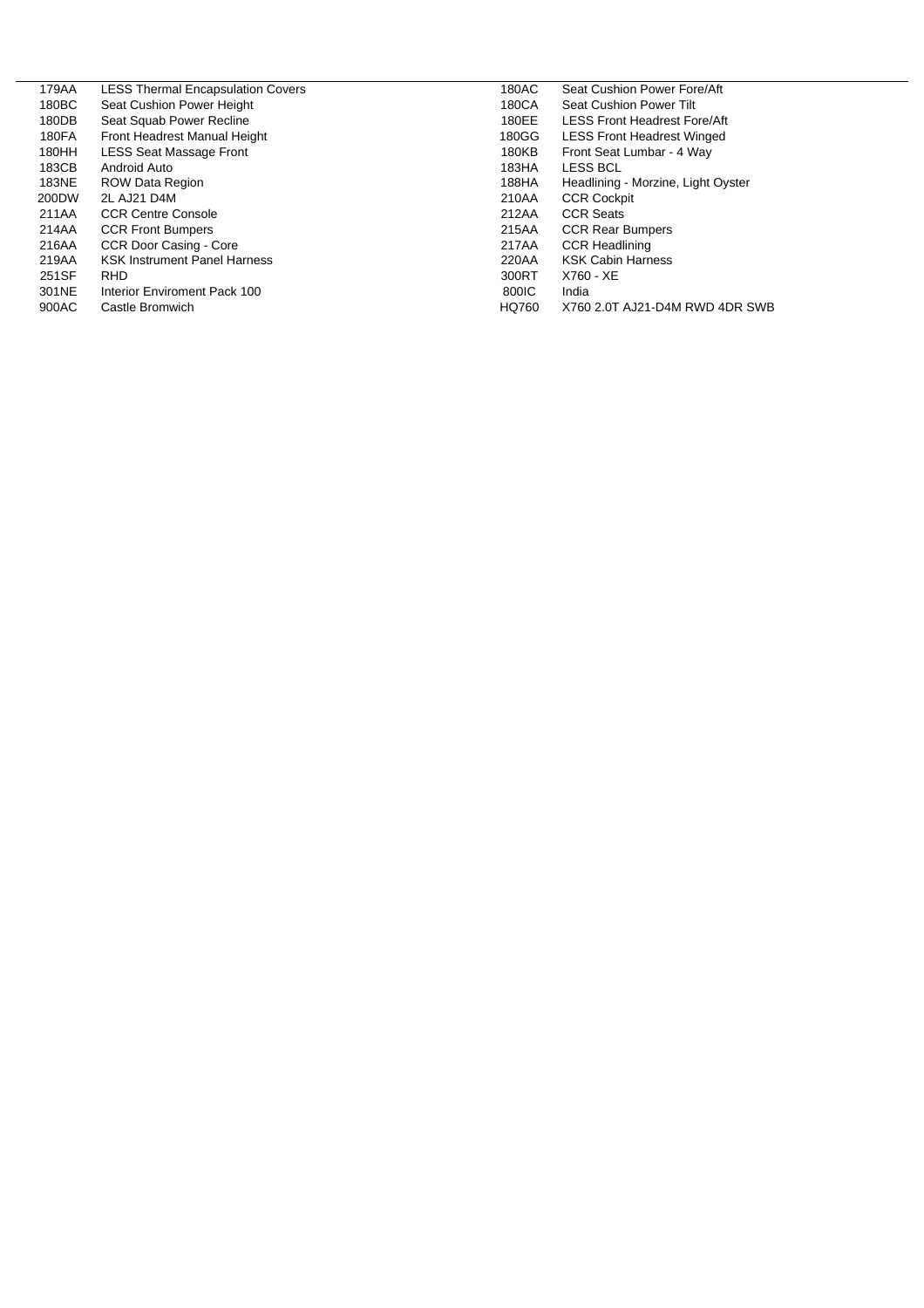| | | | |
|---|---|---|---|
| 179AA | LESS Thermal Encapsulation Covers | 180AC | Seat Cushion Power Fore/Aft |
| 180BC | Seat Cushion Power Height | 180CA | Seat Cushion Power Tilt |
| 180DB | Seat Squab Power Recline | 180EE | LESS Front Headrest Fore/Aft |
| 180FA | Front Headrest Manual Height | 180GG | LESS Front Headrest Winged |
| 180HH | LESS Seat Massage Front | 180KB | Front Seat Lumbar - 4 Way |
| 183CB | Android Auto | 183HA | LESS BCL |
| 183NE | ROW Data Region | 188HA | Headlining - Morzine, Light Oyster |
| 200DW | 2L AJ21 D4M | 210AA | CCR Cockpit |
| 211AA | CCR Centre Console | 212AA | CCR Seats |
| 214AA | CCR Front Bumpers | 215AA | CCR Rear Bumpers |
| 216AA | CCR Door Casing - Core | 217AA | CCR Headlining |
| 219AA | KSK Instrument Panel Harness | 220AA | KSK Cabin Harness |
| 251SF | RHD | 300RT | X760 - XE |
| 301NE | Interior Enviroment Pack 100 | 800IC | India |
| 900AC | Castle Bromwich | HQ760 | X760 2.0T AJ21-D4M RWD 4DR SWB |